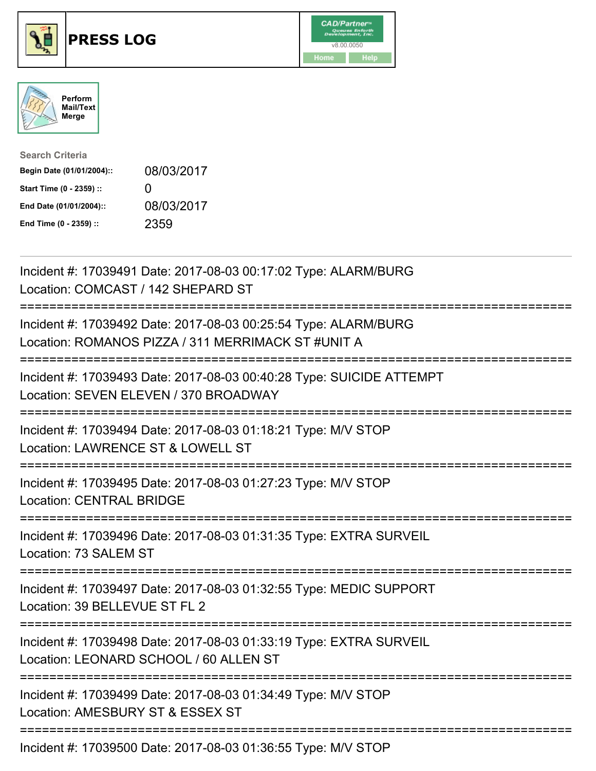# PRESS LOG

CAD/Partner
v8.00.0050
Home Help

Perform Mail/Text Merge

**Search Criteria**

| | |
|---|---|
| **Begin Date (01/01/2004)::** | 08/03/2017 |
| **Start Time (0 - 2359) ::** | 0 |
| **End Date (01/01/2004)::** | 08/03/2017 |
| **End Time (0 - 2359) ::** | 2359 |

---

Incident #: 17039491 Date: 2017-08-03 00:17:02 Type: ALARM/BURG
Location: COMCAST / 142 SHEPARD ST

===========================================================================

Incident #: 17039492 Date: 2017-08-03 00:25:54 Type: ALARM/BURG
Location: ROMANOS PIZZA / 311 MERRIMACK ST #UNIT A

===========================================================================

Incident #: 17039493 Date: 2017-08-03 00:40:28 Type: SUICIDE ATTEMPT
Location: SEVEN ELEVEN / 370 BROADWAY

===========================================================================

Incident #: 17039494 Date: 2017-08-03 01:18:21 Type: M/V STOP
Location: LAWRENCE ST & LOWELL ST

===========================================================================

Incident #: 17039495 Date: 2017-08-03 01:27:23 Type: M/V STOP
Location: CENTRAL BRIDGE

===========================================================================

Incident #: 17039496 Date: 2017-08-03 01:31:35 Type: EXTRA SURVEIL
Location: 73 SALEM ST

===========================================================================

Incident #: 17039497 Date: 2017-08-03 01:32:55 Type: MEDIC SUPPORT
Location: 39 BELLEVUE ST FL 2

===========================================================================

Incident #: 17039498 Date: 2017-08-03 01:33:19 Type: EXTRA SURVEIL
Location: LEONARD SCHOOL / 60 ALLEN ST

===========================================================================

Incident #: 17039499 Date: 2017-08-03 01:34:49 Type: M/V STOP
Location: AMESBURY ST & ESSEX ST

===========================================================================

Incident #: 17039500 Date: 2017-08-03 01:36:55 Type: M/V STOP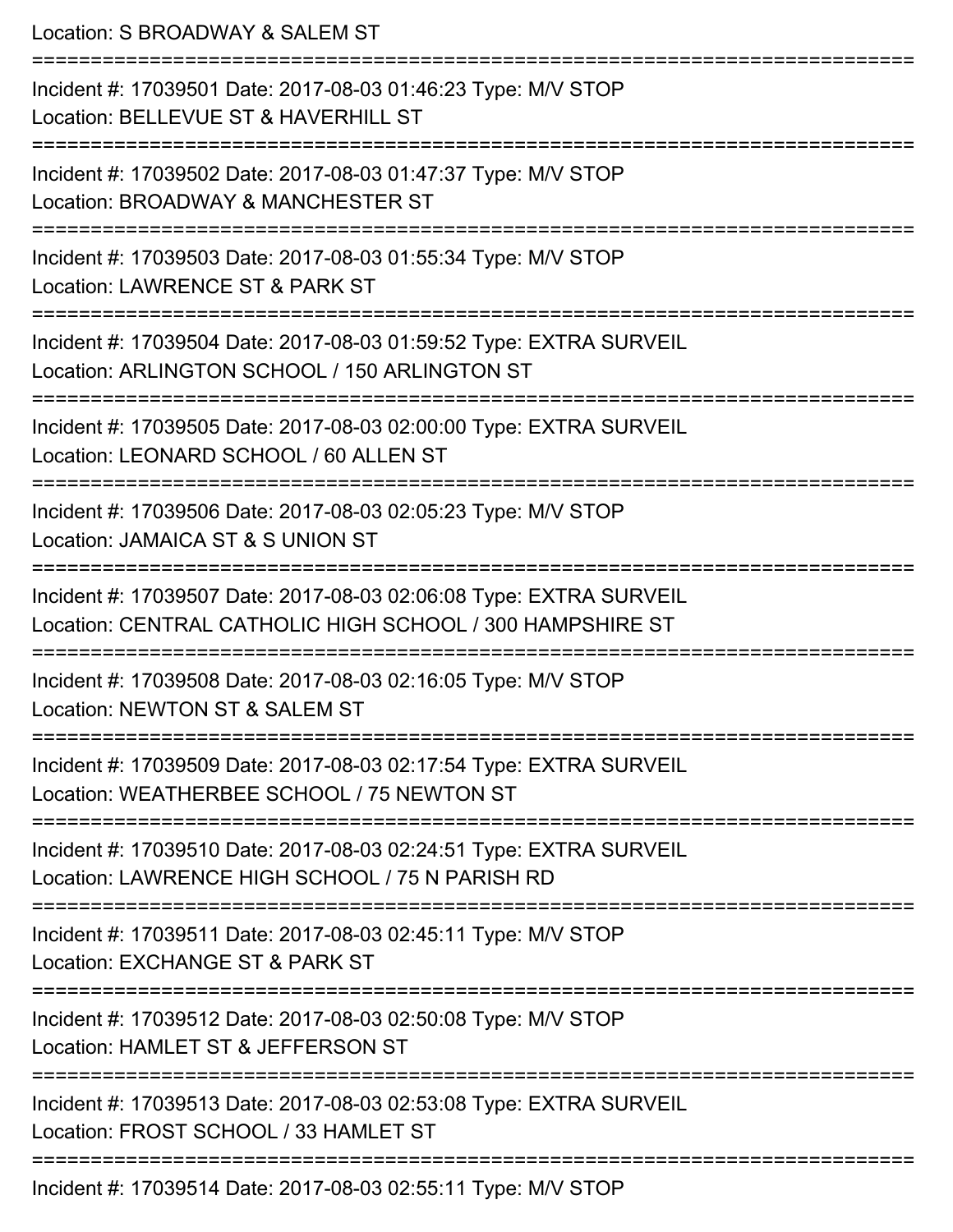Location: S BROADWAY & SALEM ST

===========================================================================

Incident #: 17039501 Date: 2017-08-03 01:46:23 Type: M/V STOP
Location: BELLEVUE ST & HAVERHILL ST

===========================================================================

Incident #: 17039502 Date: 2017-08-03 01:47:37 Type: M/V STOP
Location: BROADWAY & MANCHESTER ST

===========================================================================

Incident #: 17039503 Date: 2017-08-03 01:55:34 Type: M/V STOP
Location: LAWRENCE ST & PARK ST

===========================================================================

Incident #: 17039504 Date: 2017-08-03 01:59:52 Type: EXTRA SURVEIL
Location: ARLINGTON SCHOOL / 150 ARLINGTON ST

===========================================================================

Incident #: 17039505 Date: 2017-08-03 02:00:00 Type: EXTRA SURVEIL
Location: LEONARD SCHOOL / 60 ALLEN ST

===========================================================================

Incident #: 17039506 Date: 2017-08-03 02:05:23 Type: M/V STOP
Location: JAMAICA ST & S UNION ST

===========================================================================

Incident #: 17039507 Date: 2017-08-03 02:06:08 Type: EXTRA SURVEIL
Location: CENTRAL CATHOLIC HIGH SCHOOL / 300 HAMPSHIRE ST

===========================================================================

Incident #: 17039508 Date: 2017-08-03 02:16:05 Type: M/V STOP
Location: NEWTON ST & SALEM ST

===========================================================================

Incident #: 17039509 Date: 2017-08-03 02:17:54 Type: EXTRA SURVEIL
Location: WEATHERBEE SCHOOL / 75 NEWTON ST

===========================================================================

Incident #: 17039510 Date: 2017-08-03 02:24:51 Type: EXTRA SURVEIL
Location: LAWRENCE HIGH SCHOOL / 75 N PARISH RD

===========================================================================

Incident #: 17039511 Date: 2017-08-03 02:45:11 Type: M/V STOP
Location: EXCHANGE ST & PARK ST

===========================================================================

Incident #: 17039512 Date: 2017-08-03 02:50:08 Type: M/V STOP
Location: HAMLET ST & JEFFERSON ST

===========================================================================

Incident #: 17039513 Date: 2017-08-03 02:53:08 Type: EXTRA SURVEIL
Location: FROST SCHOOL / 33 HAMLET ST

===========================================================================

Incident #: 17039514 Date: 2017-08-03 02:55:11 Type: M/V STOP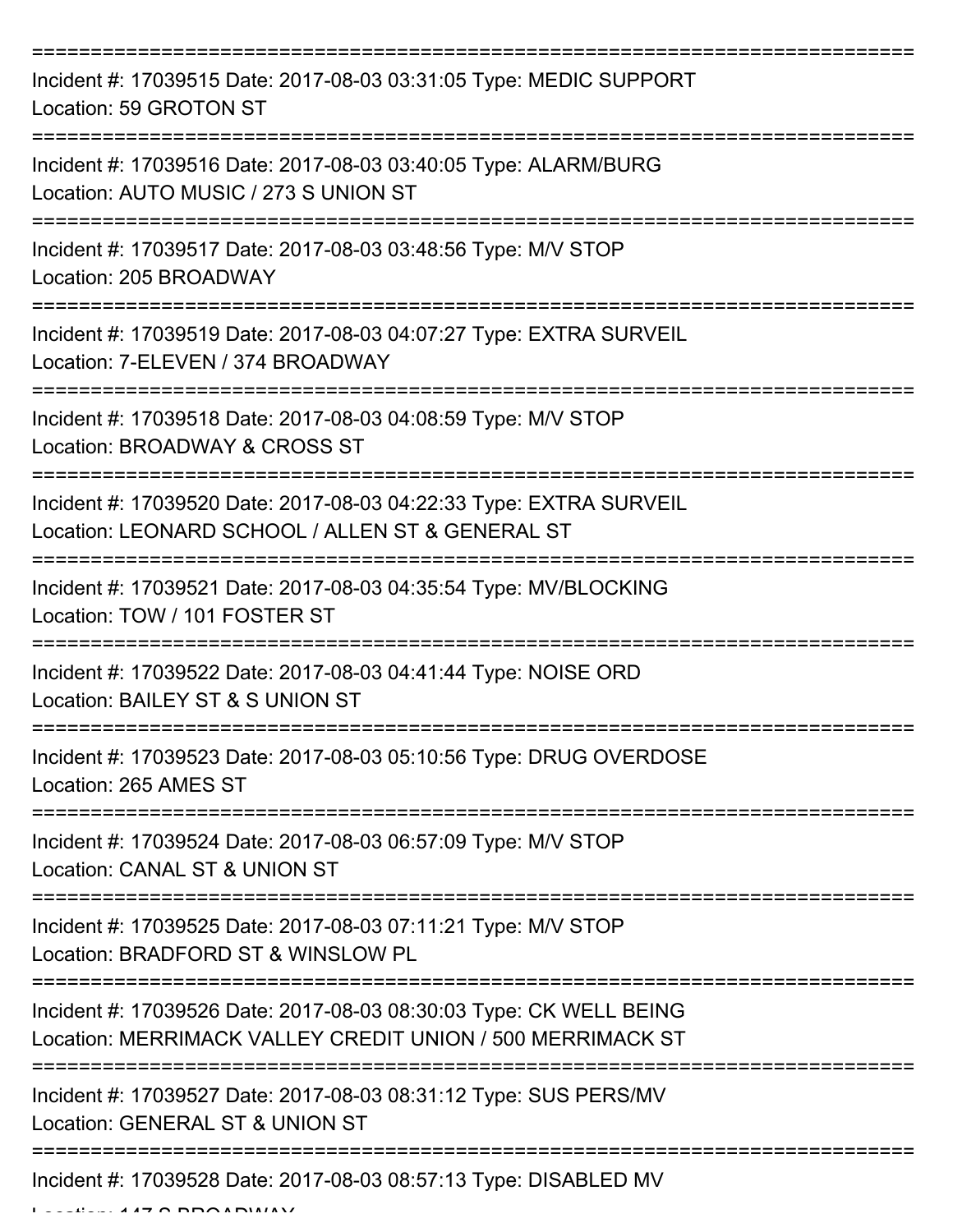===========================================================================

Incident #: 17039515 Date: 2017-08-03 03:31:05 Type: MEDIC SUPPORT
Location: 59 GROTON ST

===========================================================================

Incident #: 17039516 Date: 2017-08-03 03:40:05 Type: ALARM/BURG
Location: AUTO MUSIC / 273 S UNION ST

===========================================================================

Incident #: 17039517 Date: 2017-08-03 03:48:56 Type: M/V STOP
Location: 205 BROADWAY

===========================================================================

Incident #: 17039519 Date: 2017-08-03 04:07:27 Type: EXTRA SURVEIL
Location: 7-ELEVEN / 374 BROADWAY

===========================================================================

Incident #: 17039518 Date: 2017-08-03 04:08:59 Type: M/V STOP
Location: BROADWAY & CROSS ST

===========================================================================

Incident #: 17039520 Date: 2017-08-03 04:22:33 Type: EXTRA SURVEIL
Location: LEONARD SCHOOL / ALLEN ST & GENERAL ST

===========================================================================

Incident #: 17039521 Date: 2017-08-03 04:35:54 Type: MV/BLOCKING
Location: TOW / 101 FOSTER ST

===========================================================================

Incident #: 17039522 Date: 2017-08-03 04:41:44 Type: NOISE ORD
Location: BAILEY ST & S UNION ST

===========================================================================

Incident #: 17039523 Date: 2017-08-03 05:10:56 Type: DRUG OVERDOSE
Location: 265 AMES ST

===========================================================================

Incident #: 17039524 Date: 2017-08-03 06:57:09 Type: M/V STOP
Location: CANAL ST & UNION ST

===========================================================================

Incident #: 17039525 Date: 2017-08-03 07:11:21 Type: M/V STOP
Location: BRADFORD ST & WINSLOW PL

===========================================================================

Incident #: 17039526 Date: 2017-08-03 08:30:03 Type: CK WELL BEING
Location: MERRIMACK VALLEY CREDIT UNION / 500 MERRIMACK ST

===========================================================================

Incident #: 17039527 Date: 2017-08-03 08:31:12 Type: SUS PERS/MV
Location: GENERAL ST & UNION ST

===========================================================================

Incident #: 17039528 Date: 2017-08-03 08:57:13 Type: DISABLED MV
Location: 147 S BROADWAY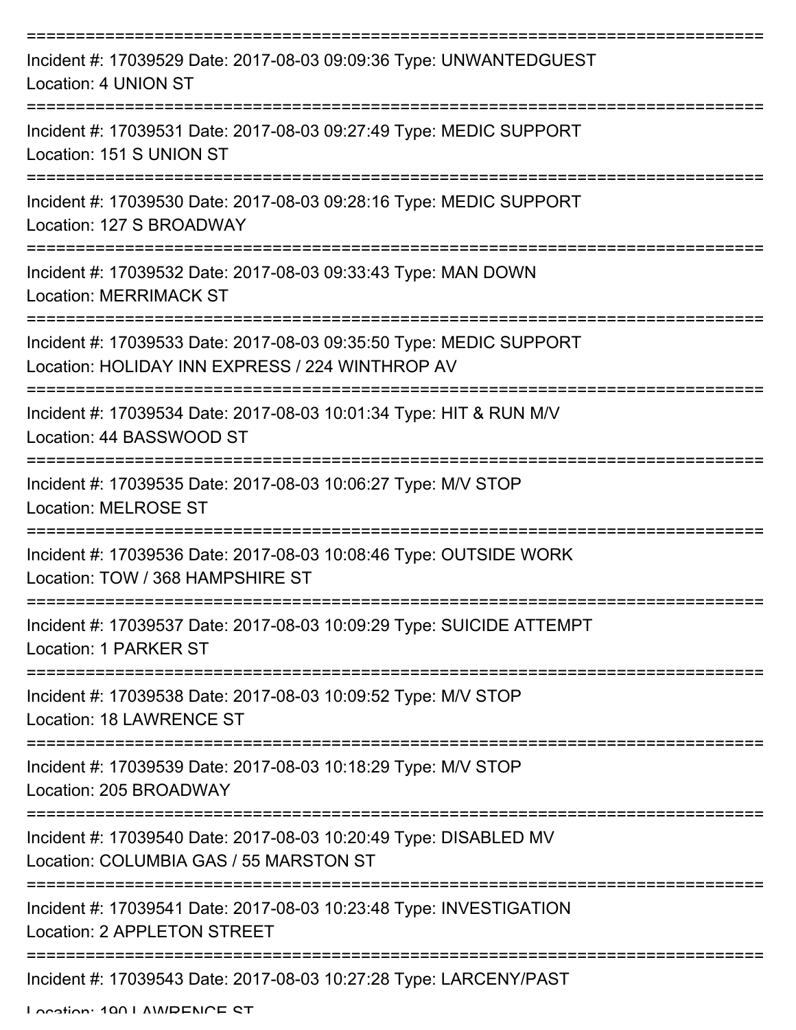=============================================================================
Incident #: 17039529 Date: 2017-08-03 09:09:36 Type: UNWANTEDGUEST
Location: 4 UNION ST
=============================================================================
Incident #: 17039531 Date: 2017-08-03 09:27:49 Type: MEDIC SUPPORT
Location: 151 S UNION ST
=============================================================================
Incident #: 17039530 Date: 2017-08-03 09:28:16 Type: MEDIC SUPPORT
Location: 127 S BROADWAY
=============================================================================
Incident #: 17039532 Date: 2017-08-03 09:33:43 Type: MAN DOWN
Location: MERRIMACK ST
=============================================================================
Incident #: 17039533 Date: 2017-08-03 09:35:50 Type: MEDIC SUPPORT
Location: HOLIDAY INN EXPRESS / 224 WINTHROP AV
=============================================================================
Incident #: 17039534 Date: 2017-08-03 10:01:34 Type: HIT & RUN M/V
Location: 44 BASSWOOD ST
=============================================================================
Incident #: 17039535 Date: 2017-08-03 10:06:27 Type: M/V STOP
Location: MELROSE ST
=============================================================================
Incident #: 17039536 Date: 2017-08-03 10:08:46 Type: OUTSIDE WORK
Location: TOW / 368 HAMPSHIRE ST
=============================================================================
Incident #: 17039537 Date: 2017-08-03 10:09:29 Type: SUICIDE ATTEMPT
Location: 1 PARKER ST
=============================================================================
Incident #: 17039538 Date: 2017-08-03 10:09:52 Type: M/V STOP
Location: 18 LAWRENCE ST
=============================================================================
Incident #: 17039539 Date: 2017-08-03 10:18:29 Type: M/V STOP
Location: 205 BROADWAY
=============================================================================
Incident #: 17039540 Date: 2017-08-03 10:20:49 Type: DISABLED MV
Location: COLUMBIA GAS / 55 MARSTON ST
=============================================================================
Incident #: 17039541 Date: 2017-08-03 10:23:48 Type: INVESTIGATION
Location: 2 APPLETON STREET
=============================================================================
Incident #: 17039543 Date: 2017-08-03 10:27:28 Type: LARCENY/PAST
Location: 190 LAWRENCE ST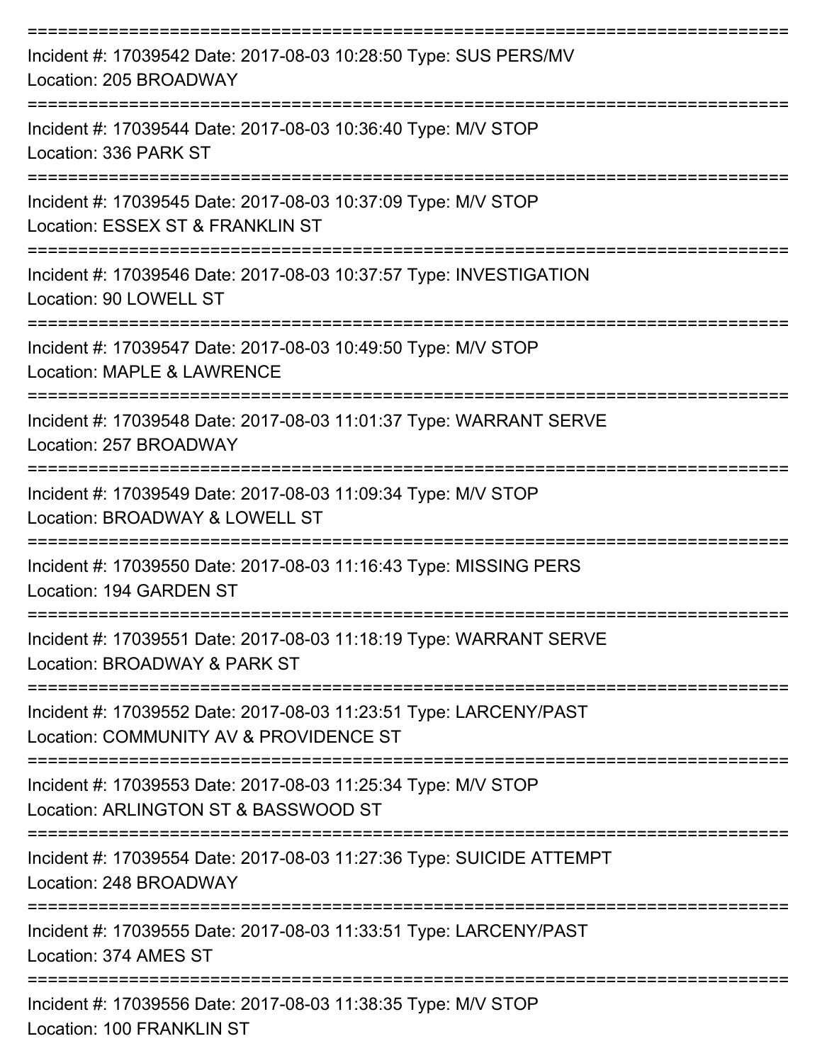Incident #: 17039542 Date: 2017-08-03 10:28:50 Type: SUS PERS/MV
Location: 205 BROADWAY

Incident #: 17039544 Date: 2017-08-03 10:36:40 Type: M/V STOP
Location: 336 PARK ST

Incident #: 17039545 Date: 2017-08-03 10:37:09 Type: M/V STOP
Location: ESSEX ST & FRANKLIN ST

Incident #: 17039546 Date: 2017-08-03 10:37:57 Type: INVESTIGATION
Location: 90 LOWELL ST

Incident #: 17039547 Date: 2017-08-03 10:49:50 Type: M/V STOP
Location: MAPLE & LAWRENCE

Incident #: 17039548 Date: 2017-08-03 11:01:37 Type: WARRANT SERVE
Location: 257 BROADWAY

Incident #: 17039549 Date: 2017-08-03 11:09:34 Type: M/V STOP
Location: BROADWAY & LOWELL ST

Incident #: 17039550 Date: 2017-08-03 11:16:43 Type: MISSING PERS
Location: 194 GARDEN ST

Incident #: 17039551 Date: 2017-08-03 11:18:19 Type: WARRANT SERVE
Location: BROADWAY & PARK ST

Incident #: 17039552 Date: 2017-08-03 11:23:51 Type: LARCENY/PAST
Location: COMMUNITY AV & PROVIDENCE ST

Incident #: 17039553 Date: 2017-08-03 11:25:34 Type: M/V STOP
Location: ARLINGTON ST & BASSWOOD ST

Incident #: 17039554 Date: 2017-08-03 11:27:36 Type: SUICIDE ATTEMPT
Location: 248 BROADWAY

Incident #: 17039555 Date: 2017-08-03 11:33:51 Type: LARCENY/PAST
Location: 374 AMES ST

Incident #: 17039556 Date: 2017-08-03 11:38:35 Type: M/V STOP
Location: 100 FRANKLIN ST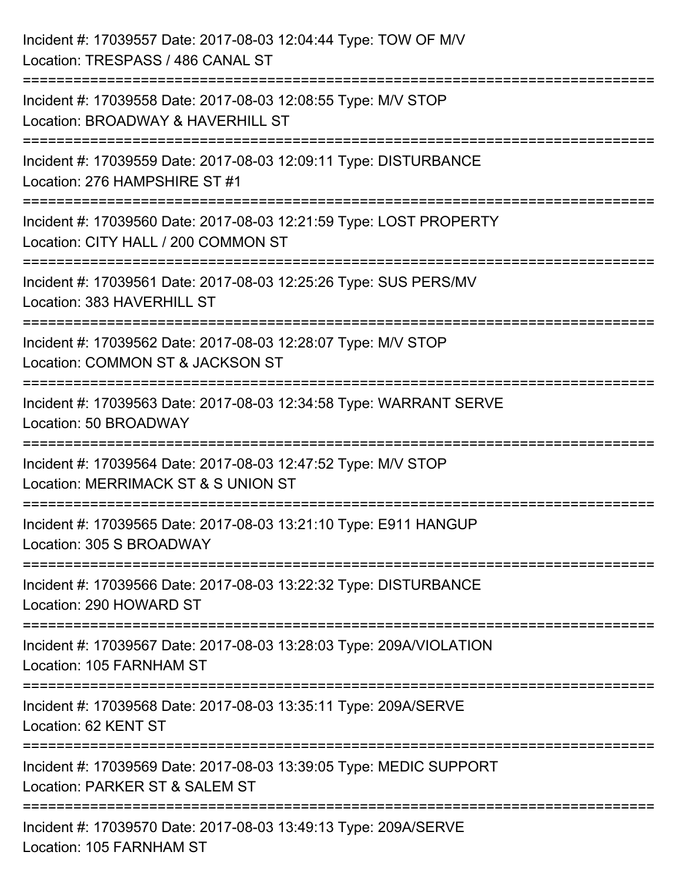Incident #: 17039557 Date: 2017-08-03 12:04:44 Type: TOW OF M/V
Location: TRESPASS / 486 CANAL ST

===========================================================================

Incident #: 17039558 Date: 2017-08-03 12:08:55 Type: M/V STOP
Location: BROADWAY & HAVERHILL ST

===========================================================================

Incident #: 17039559 Date: 2017-08-03 12:09:11 Type: DISTURBANCE
Location: 276 HAMPSHIRE ST #1

===========================================================================

Incident #: 17039560 Date: 2017-08-03 12:21:59 Type: LOST PROPERTY
Location: CITY HALL / 200 COMMON ST

===========================================================================

Incident #: 17039561 Date: 2017-08-03 12:25:26 Type: SUS PERS/MV
Location: 383 HAVERHILL ST

===========================================================================

Incident #: 17039562 Date: 2017-08-03 12:28:07 Type: M/V STOP
Location: COMMON ST & JACKSON ST

===========================================================================

Incident #: 17039563 Date: 2017-08-03 12:34:58 Type: WARRANT SERVE
Location: 50 BROADWAY

===========================================================================

Incident #: 17039564 Date: 2017-08-03 12:47:52 Type: M/V STOP
Location: MERRIMACK ST & S UNION ST

===========================================================================

Incident #: 17039565 Date: 2017-08-03 13:21:10 Type: E911 HANGUP
Location: 305 S BROADWAY

===========================================================================

Incident #: 17039566 Date: 2017-08-03 13:22:32 Type: DISTURBANCE
Location: 290 HOWARD ST

===========================================================================

Incident #: 17039567 Date: 2017-08-03 13:28:03 Type: 209A/VIOLATION
Location: 105 FARNHAM ST

===========================================================================

Incident #: 17039568 Date: 2017-08-03 13:35:11 Type: 209A/SERVE
Location: 62 KENT ST

===========================================================================

Incident #: 17039569 Date: 2017-08-03 13:39:05 Type: MEDIC SUPPORT
Location: PARKER ST & SALEM ST

===========================================================================

Incident #: 17039570 Date: 2017-08-03 13:49:13 Type: 209A/SERVE
Location: 105 FARNHAM ST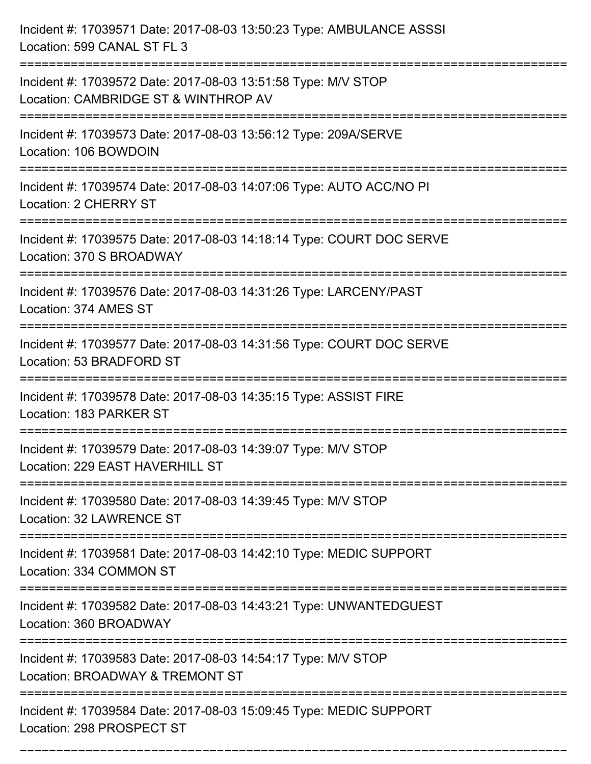Incident #: 17039571 Date: 2017-08-03 13:50:23 Type: AMBULANCE ASSSI
Location: 599 CANAL ST FL 3

===========================================================================

Incident #: 17039572 Date: 2017-08-03 13:51:58 Type: M/V STOP
Location: CAMBRIDGE ST & WINTHROP AV

===========================================================================

Incident #: 17039573 Date: 2017-08-03 13:56:12 Type: 209A/SERVE
Location: 106 BOWDOIN

===========================================================================

Incident #: 17039574 Date: 2017-08-03 14:07:06 Type: AUTO ACC/NO PI
Location: 2 CHERRY ST

===========================================================================

Incident #: 17039575 Date: 2017-08-03 14:18:14 Type: COURT DOC SERVE
Location: 370 S BROADWAY

===========================================================================

Incident #: 17039576 Date: 2017-08-03 14:31:26 Type: LARCENY/PAST
Location: 374 AMES ST

===========================================================================

Incident #: 17039577 Date: 2017-08-03 14:31:56 Type: COURT DOC SERVE
Location: 53 BRADFORD ST

===========================================================================

Incident #: 17039578 Date: 2017-08-03 14:35:15 Type: ASSIST FIRE
Location: 183 PARKER ST

===========================================================================

Incident #: 17039579 Date: 2017-08-03 14:39:07 Type: M/V STOP
Location: 229 EAST HAVERHILL ST

===========================================================================

Incident #: 17039580 Date: 2017-08-03 14:39:45 Type: M/V STOP
Location: 32 LAWRENCE ST

===========================================================================

Incident #: 17039581 Date: 2017-08-03 14:42:10 Type: MEDIC SUPPORT
Location: 334 COMMON ST

===========================================================================

Incident #: 17039582 Date: 2017-08-03 14:43:21 Type: UNWANTEDGUEST
Location: 360 BROADWAY

===========================================================================

Incident #: 17039583 Date: 2017-08-03 14:54:17 Type: M/V STOP
Location: BROADWAY & TREMONT ST

===========================================================================

Incident #: 17039584 Date: 2017-08-03 15:09:45 Type: MEDIC SUPPORT
Location: 298 PROSPECT ST

===========================================================================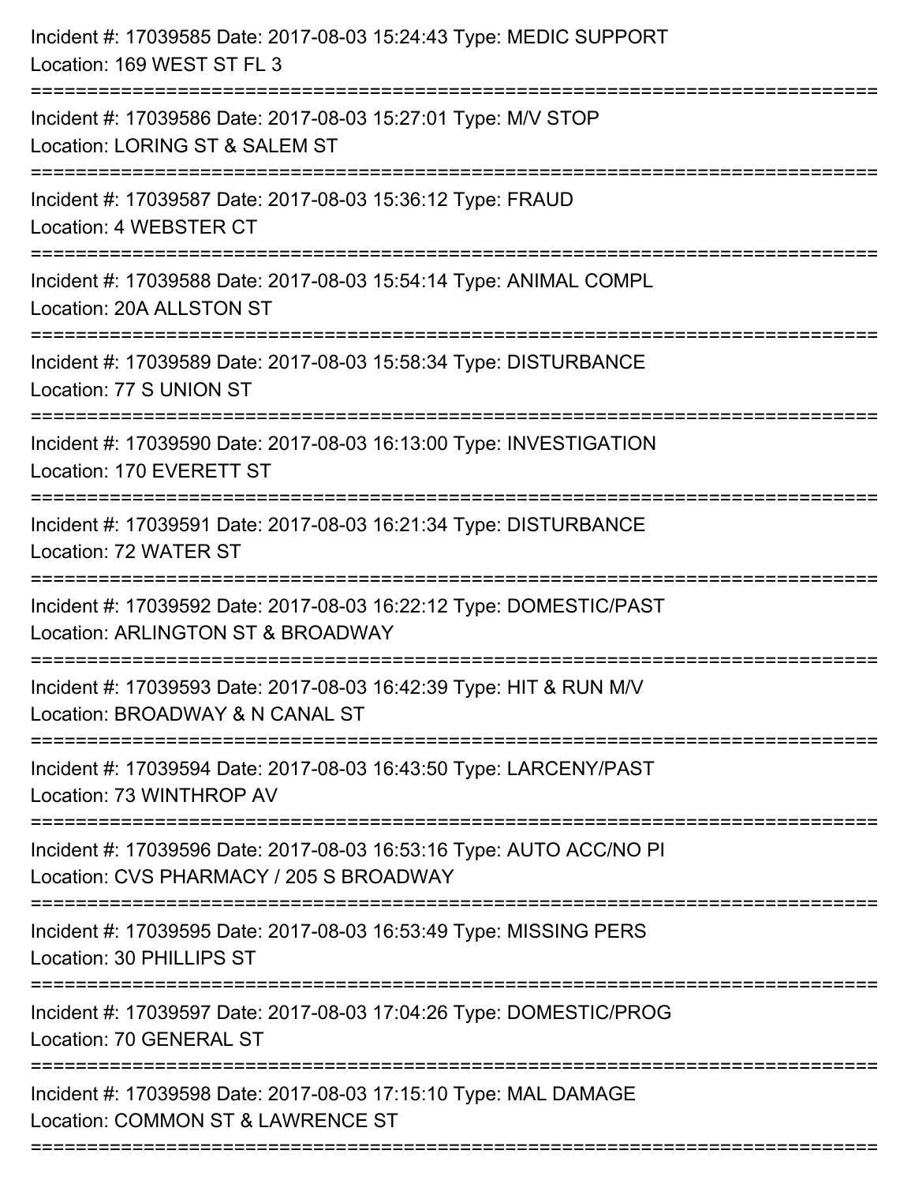Incident #: 17039585 Date: 2017-08-03 15:24:43 Type: MEDIC SUPPORT
Location: 169 WEST ST FL 3

===========================================================================

Incident #: 17039586 Date: 2017-08-03 15:27:01 Type: M/V STOP
Location: LORING ST & SALEM ST

===========================================================================

Incident #: 17039587 Date: 2017-08-03 15:36:12 Type: FRAUD
Location: 4 WEBSTER CT

===========================================================================

Incident #: 17039588 Date: 2017-08-03 15:54:14 Type: ANIMAL COMPL
Location: 20A ALLSTON ST

===========================================================================

Incident #: 17039589 Date: 2017-08-03 15:58:34 Type: DISTURBANCE
Location: 77 S UNION ST

===========================================================================

Incident #: 17039590 Date: 2017-08-03 16:13:00 Type: INVESTIGATION
Location: 170 EVERETT ST

===========================================================================

Incident #: 17039591 Date: 2017-08-03 16:21:34 Type: DISTURBANCE
Location: 72 WATER ST

===========================================================================

Incident #: 17039592 Date: 2017-08-03 16:22:12 Type: DOMESTIC/PAST
Location: ARLINGTON ST & BROADWAY

===========================================================================

Incident #: 17039593 Date: 2017-08-03 16:42:39 Type: HIT & RUN M/V
Location: BROADWAY & N CANAL ST

===========================================================================

Incident #: 17039594 Date: 2017-08-03 16:43:50 Type: LARCENY/PAST
Location: 73 WINTHROP AV

===========================================================================

Incident #: 17039596 Date: 2017-08-03 16:53:16 Type: AUTO ACC/NO PI
Location: CVS PHARMACY / 205 S BROADWAY

===========================================================================

Incident #: 17039595 Date: 2017-08-03 16:53:49 Type: MISSING PERS
Location: 30 PHILLIPS ST

===========================================================================

Incident #: 17039597 Date: 2017-08-03 17:04:26 Type: DOMESTIC/PROG
Location: 70 GENERAL ST

===========================================================================

Incident #: 17039598 Date: 2017-08-03 17:15:10 Type: MAL DAMAGE
Location: COMMON ST & LAWRENCE ST

===========================================================================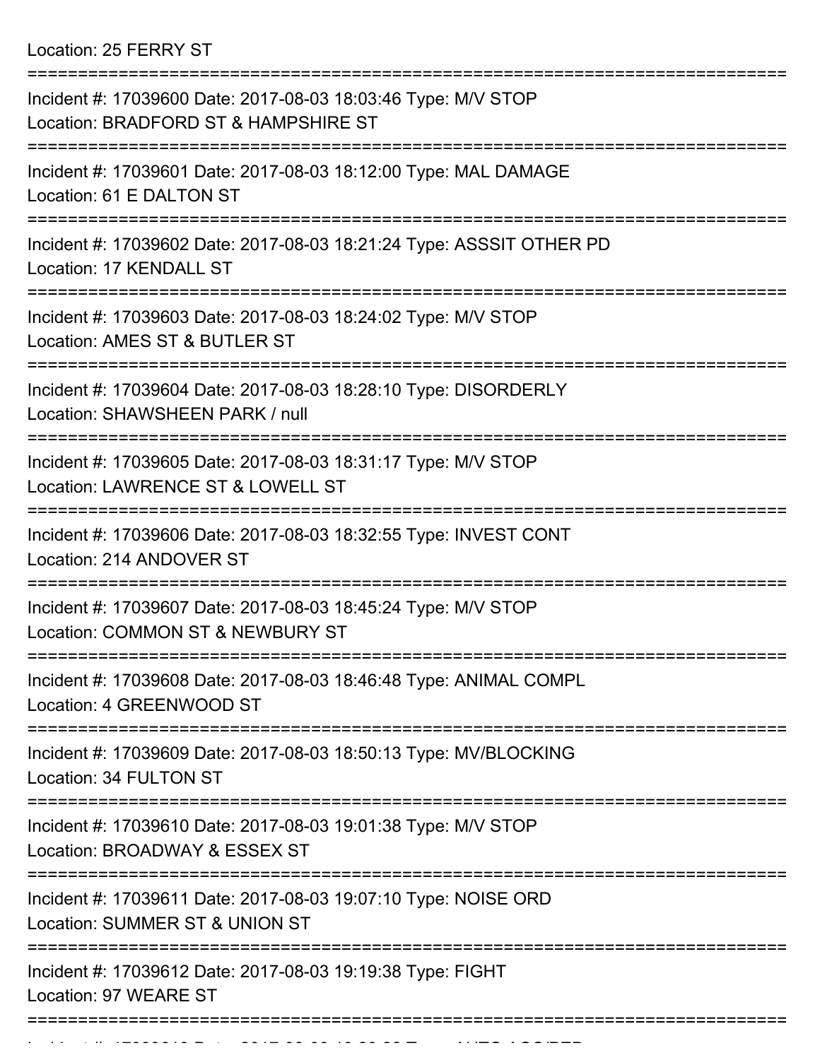Location: 25 FERRY ST

===========================================================================

Incident #: 17039600 Date: 2017-08-03 18:03:46 Type: M/V STOP

Location: BRADFORD ST & HAMPSHIRE ST

===========================================================================

Incident #: 17039601 Date: 2017-08-03 18:12:00 Type: MAL DAMAGE

Location: 61 E DALTON ST

===========================================================================

Incident #: 17039602 Date: 2017-08-03 18:21:24 Type: ASSSIT OTHER PD

Location: 17 KENDALL ST

===========================================================================

Incident #: 17039603 Date: 2017-08-03 18:24:02 Type: M/V STOP

Location: AMES ST & BUTLER ST

===========================================================================

Incident #: 17039604 Date: 2017-08-03 18:28:10 Type: DISORDERLY

Location: SHAWSHEEN PARK / null

===========================================================================

Incident #: 17039605 Date: 2017-08-03 18:31:17 Type: M/V STOP

Location: LAWRENCE ST & LOWELL ST

===========================================================================

Incident #: 17039606 Date: 2017-08-03 18:32:55 Type: INVEST CONT

Location: 214 ANDOVER ST

===========================================================================

Incident #: 17039607 Date: 2017-08-03 18:45:24 Type: M/V STOP

Location: COMMON ST & NEWBURY ST

===========================================================================

Incident #: 17039608 Date: 2017-08-03 18:46:48 Type: ANIMAL COMPL

Location: 4 GREENWOOD ST

===========================================================================

Incident #: 17039609 Date: 2017-08-03 18:50:13 Type: MV/BLOCKING

Location: 34 FULTON ST

===========================================================================

Incident #: 17039610 Date: 2017-08-03 19:01:38 Type: M/V STOP

Location: BROADWAY & ESSEX ST

===========================================================================

Incident #: 17039611 Date: 2017-08-03 19:07:10 Type: NOISE ORD

Location: SUMMER ST & UNION ST

===========================================================================

Incident #: 17039612 Date: 2017-08-03 19:19:38 Type: FIGHT

Location: 97 WEARE ST

===========================================================================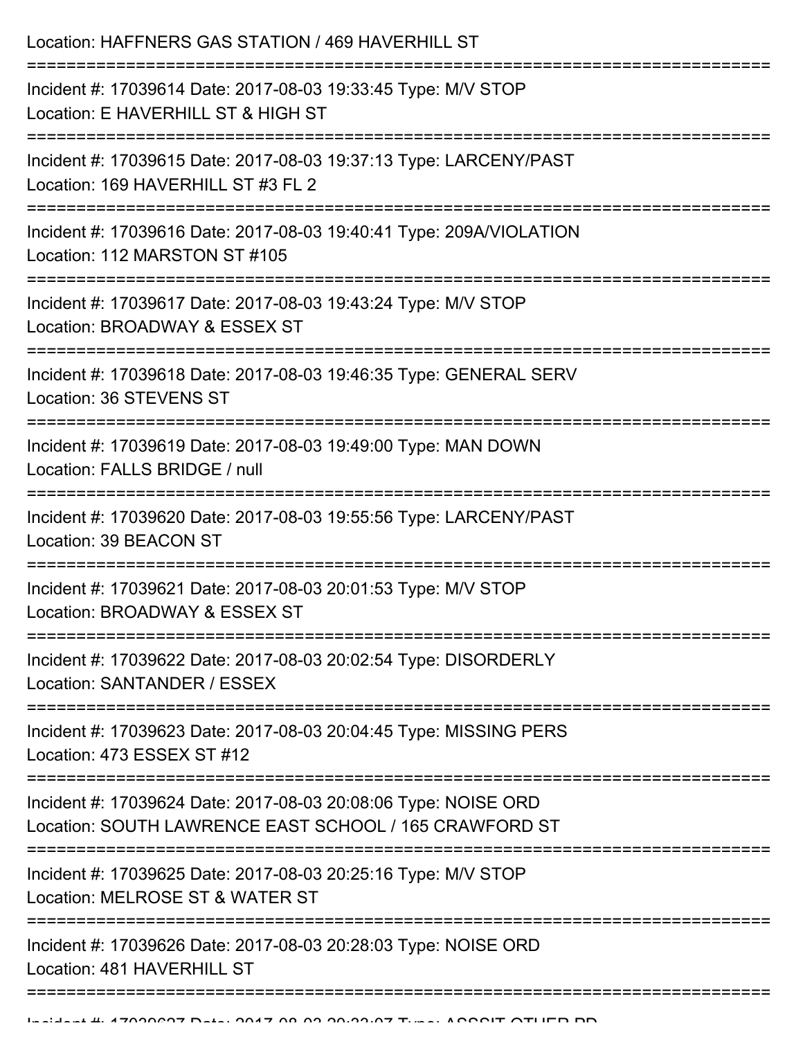Location: HAFFNERS GAS STATION / 469 HAVERHILL ST

===========================================================================

Incident #: 17039614 Date: 2017-08-03 19:33:45 Type: M/V STOP
Location: E HAVERHILL ST & HIGH ST

===========================================================================

Incident #: 17039615 Date: 2017-08-03 19:37:13 Type: LARCENY/PAST
Location: 169 HAVERHILL ST #3 FL 2

===========================================================================

Incident #: 17039616 Date: 2017-08-03 19:40:41 Type: 209A/VIOLATION
Location: 112 MARSTON ST #105

===========================================================================

Incident #: 17039617 Date: 2017-08-03 19:43:24 Type: M/V STOP
Location: BROADWAY & ESSEX ST

===========================================================================

Incident #: 17039618 Date: 2017-08-03 19:46:35 Type: GENERAL SERV
Location: 36 STEVENS ST

===========================================================================

Incident #: 17039619 Date: 2017-08-03 19:49:00 Type: MAN DOWN
Location: FALLS BRIDGE / null

===========================================================================

Incident #: 17039620 Date: 2017-08-03 19:55:56 Type: LARCENY/PAST
Location: 39 BEACON ST

===========================================================================

Incident #: 17039621 Date: 2017-08-03 20:01:53 Type: M/V STOP
Location: BROADWAY & ESSEX ST

===========================================================================

Incident #: 17039622 Date: 2017-08-03 20:02:54 Type: DISORDERLY
Location: SANTANDER / ESSEX

===========================================================================

Incident #: 17039623 Date: 2017-08-03 20:04:45 Type: MISSING PERS
Location: 473 ESSEX ST #12

===========================================================================

Incident #: 17039624 Date: 2017-08-03 20:08:06 Type: NOISE ORD
Location: SOUTH LAWRENCE EAST SCHOOL / 165 CRAWFORD ST

===========================================================================

Incident #: 17039625 Date: 2017-08-03 20:25:16 Type: M/V STOP
Location: MELROSE ST & WATER ST

===========================================================================

Incident #: 17039626 Date: 2017-08-03 20:28:03 Type: NOISE ORD
Location: 481 HAVERHILL ST

===========================================================================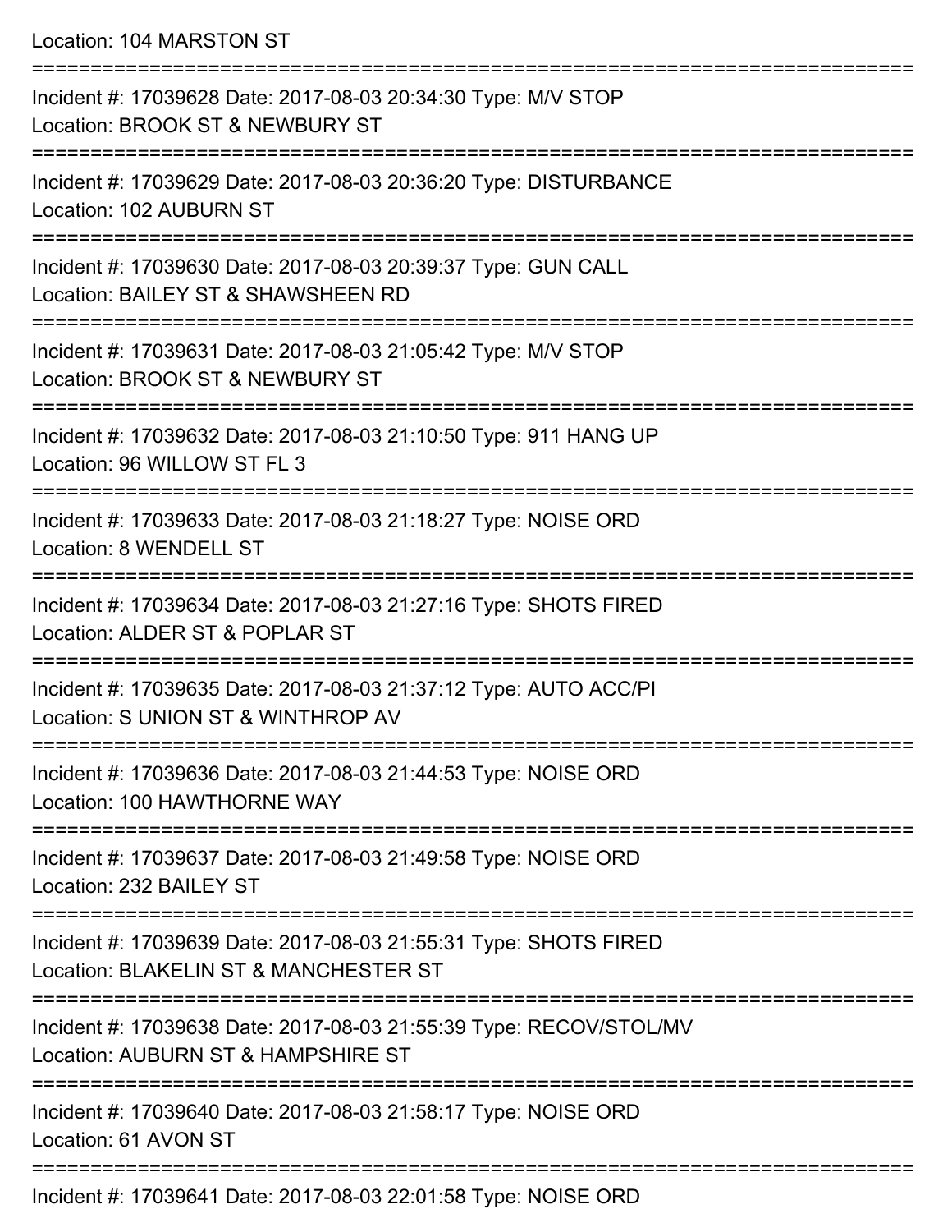Location: 104 MARSTON ST

===========================================================================

Incident #: 17039628 Date: 2017-08-03 20:34:30 Type: M/V STOP
Location: BROOK ST & NEWBURY ST

===========================================================================

Incident #: 17039629 Date: 2017-08-03 20:36:20 Type: DISTURBANCE
Location: 102 AUBURN ST

===========================================================================

Incident #: 17039630 Date: 2017-08-03 20:39:37 Type: GUN CALL
Location: BAILEY ST & SHAWSHEEN RD

===========================================================================

Incident #: 17039631 Date: 2017-08-03 21:05:42 Type: M/V STOP
Location: BROOK ST & NEWBURY ST

===========================================================================

Incident #: 17039632 Date: 2017-08-03 21:10:50 Type: 911 HANG UP
Location: 96 WILLOW ST FL 3

===========================================================================

Incident #: 17039633 Date: 2017-08-03 21:18:27 Type: NOISE ORD
Location: 8 WENDELL ST

===========================================================================

Incident #: 17039634 Date: 2017-08-03 21:27:16 Type: SHOTS FIRED
Location: ALDER ST & POPLAR ST

===========================================================================

Incident #: 17039635 Date: 2017-08-03 21:37:12 Type: AUTO ACC/PI
Location: S UNION ST & WINTHROP AV

===========================================================================

Incident #: 17039636 Date: 2017-08-03 21:44:53 Type: NOISE ORD
Location: 100 HAWTHORNE WAY

===========================================================================

Incident #: 17039637 Date: 2017-08-03 21:49:58 Type: NOISE ORD
Location: 232 BAILEY ST

===========================================================================

Incident #: 17039639 Date: 2017-08-03 21:55:31 Type: SHOTS FIRED
Location: BLAKELIN ST & MANCHESTER ST

===========================================================================

Incident #: 17039638 Date: 2017-08-03 21:55:39 Type: RECOV/STOL/MV
Location: AUBURN ST & HAMPSHIRE ST

===========================================================================

Incident #: 17039640 Date: 2017-08-03 21:58:17 Type: NOISE ORD
Location: 61 AVON ST

===========================================================================

Incident #: 17039641 Date: 2017-08-03 22:01:58 Type: NOISE ORD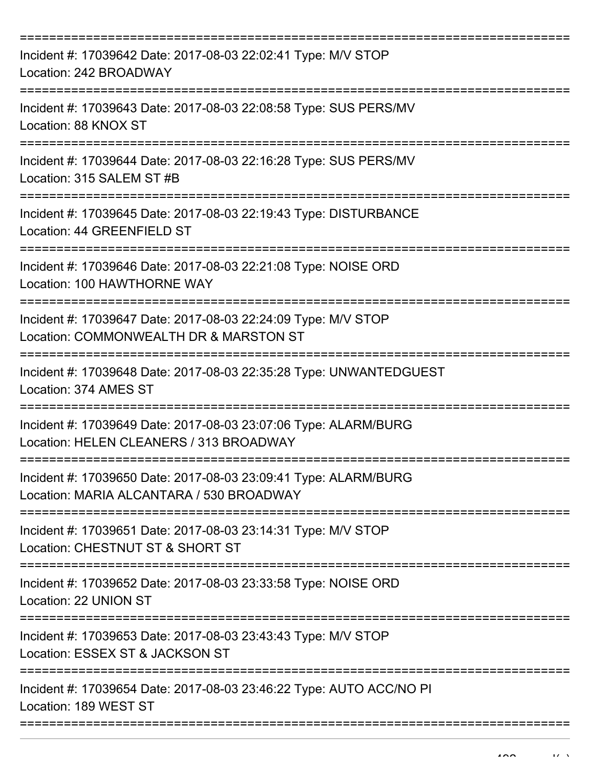Incident #: 17039642 Date: 2017-08-03 22:02:41 Type: M/V STOP
Location: 242 BROADWAY

Incident #: 17039643 Date: 2017-08-03 22:08:58 Type: SUS PERS/MV
Location: 88 KNOX ST

Incident #: 17039644 Date: 2017-08-03 22:16:28 Type: SUS PERS/MV
Location: 315 SALEM ST #B

Incident #: 17039645 Date: 2017-08-03 22:19:43 Type: DISTURBANCE
Location: 44 GREENFIELD ST

Incident #: 17039646 Date: 2017-08-03 22:21:08 Type: NOISE ORD
Location: 100 HAWTHORNE WAY

Incident #: 17039647 Date: 2017-08-03 22:24:09 Type: M/V STOP
Location: COMMONWEALTH DR & MARSTON ST

Incident #: 17039648 Date: 2017-08-03 22:35:28 Type: UNWANTEDGUEST
Location: 374 AMES ST

Incident #: 17039649 Date: 2017-08-03 23:07:06 Type: ALARM/BURG
Location: HELEN CLEANERS / 313 BROADWAY

Incident #: 17039650 Date: 2017-08-03 23:09:41 Type: ALARM/BURG
Location: MARIA ALCANTARA / 530 BROADWAY

Incident #: 17039651 Date: 2017-08-03 23:14:31 Type: M/V STOP
Location: CHESTNUT ST & SHORT ST

Incident #: 17039652 Date: 2017-08-03 23:33:58 Type: NOISE ORD
Location: 22 UNION ST

Incident #: 17039653 Date: 2017-08-03 23:43:43 Type: M/V STOP
Location: ESSEX ST & JACKSON ST

Incident #: 17039654 Date: 2017-08-03 23:46:22 Type: AUTO ACC/NO PI
Location: 189 WEST ST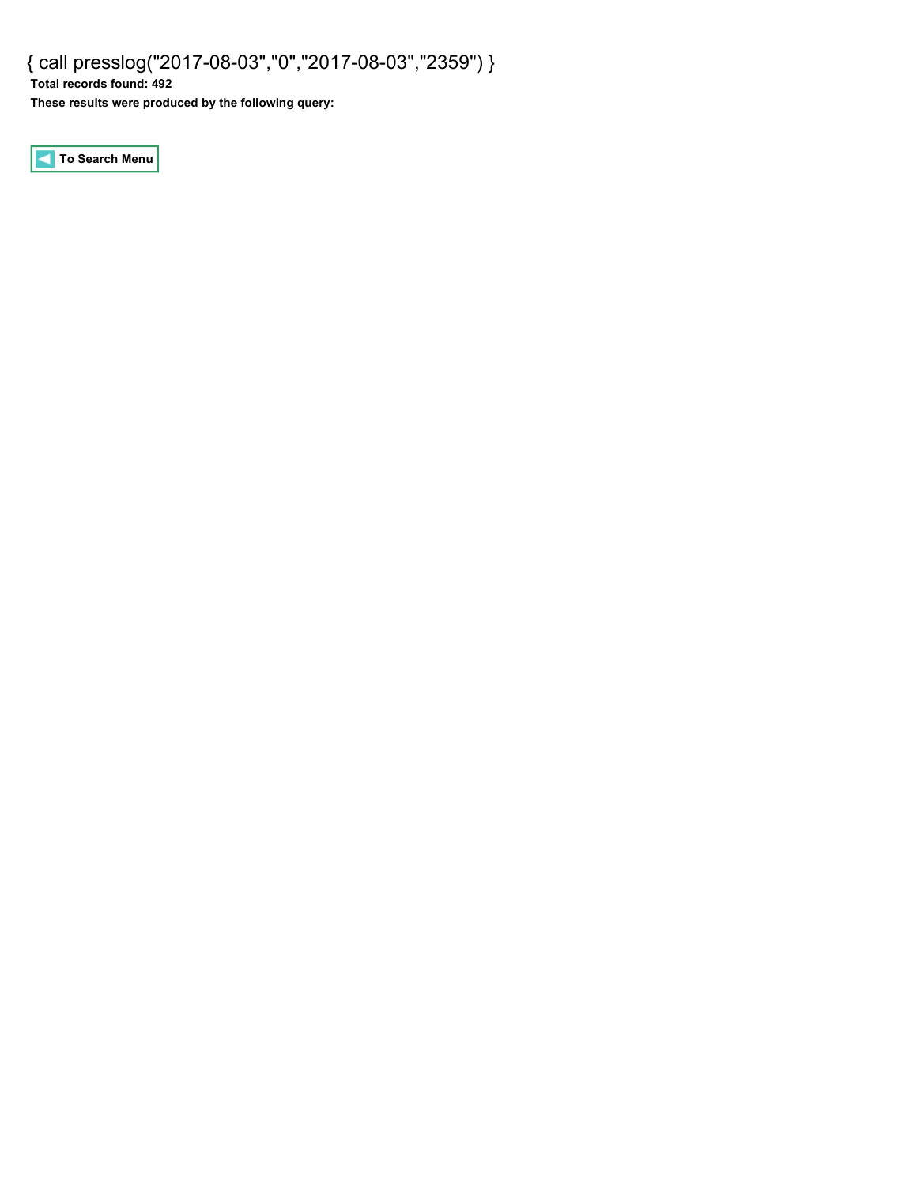{ call presslog("2017-08-03","0","2017-08-03","2359") }

**Total records found: 492**

**These results were produced by the following query:**

**To Search Menu**